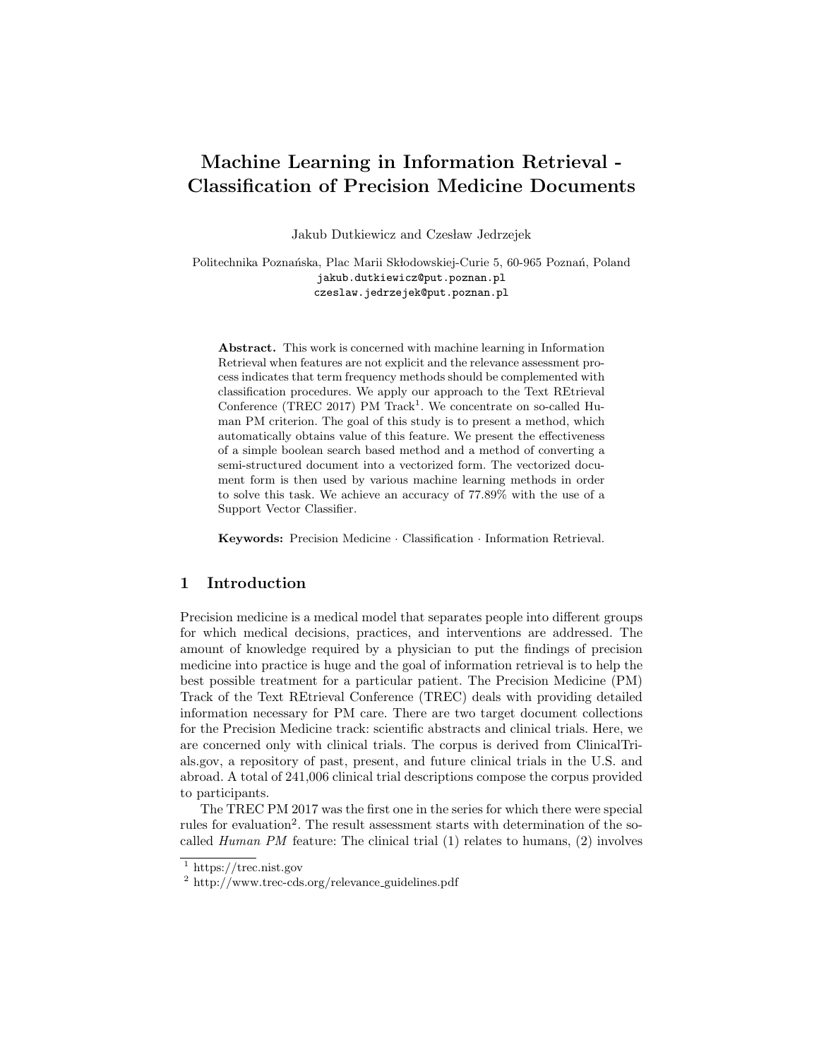# Machine Learning in Information Retrieval - Classification of Precision Medicine Documents

Jakub Dutkiewicz and Czesław Jedrzejek

Politechnika Poznańska, Plac Marii Skłodowskiej-Curie 5, 60-965 Poznań, Poland
jakub.dutkiewicz@put.poznan.pl
czeslaw.jedrzejek@put.poznan.pl

**Abstract.** This work is concerned with machine learning in Information Retrieval when features are not explicit and the relevance assessment process indicates that term frequency methods should be complemented with classification procedures. We apply our approach to the Text REtrieval Conference (TREC 2017) PM Track[1]. We concentrate on so-called Human PM criterion. The goal of this study is to present a method, which automatically obtains value of this feature. We present the effectiveness of a simple boolean search based method and a method of converting a semi-structured document into a vectorized form. The vectorized document form is then used by various machine learning methods in order to solve this task. We achieve an accuracy of 77.89% with the use of a Support Vector Classifier.

**Keywords:** Precision Medicine · Classification · Information Retrieval.

## 1 Introduction

Precision medicine is a medical model that separates people into different groups for which medical decisions, practices, and interventions are addressed. The amount of knowledge required by a physician to put the findings of precision medicine into practice is huge and the goal of information retrieval is to help the best possible treatment for a particular patient. The Precision Medicine (PM) Track of the Text REtrieval Conference (TREC) deals with providing detailed information necessary for PM care. There are two target document collections for the Precision Medicine track: scientific abstracts and clinical trials. Here, we are concerned only with clinical trials. The corpus is derived from ClinicalTrials.gov, a repository of past, present, and future clinical trials in the U.S. and abroad. A total of 241,006 clinical trial descriptions compose the corpus provided to participants.

The TREC PM 2017 was the first one in the series for which there were special rules for evaluation[2]. The result assessment starts with determination of the so-called *Human PM* feature: The clinical trial (1) relates to humans, (2) involves

[1] https://trec.nist.gov

[2] http://www.trec-cds.org/relevance_guidelines.pdf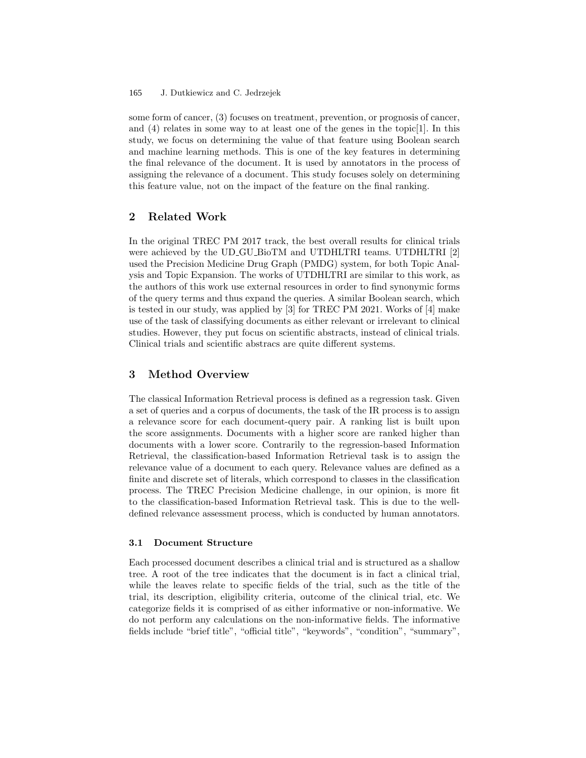some form of cancer, (3) focuses on treatment, prevention, or prognosis of cancer, and (4) relates in some way to at least one of the genes in the topic[1]. In this study, we focus on determining the value of that feature using Boolean search and machine learning methods. This is one of the key features in determining the final relevance of the document. It is used by annotators in the process of assigning the relevance of a document. This study focuses solely on determining this feature value, not on the impact of the feature on the final ranking.

## 2 Related Work

In the original TREC PM 2017 track, the best overall results for clinical trials were achieved by the UD_GU_BioTM and UTDHLTRI teams. UTDHLTRI [2] used the Precision Medicine Drug Graph (PMDG) system, for both Topic Analysis and Topic Expansion. The works of UTDHLTRI are similar to this work, as the authors of this work use external resources in order to find synonymic forms of the query terms and thus expand the queries. A similar Boolean search, which is tested in our study, was applied by [3] for TREC PM 2021. Works of [4] make use of the task of classifying documents as either relevant or irrelevant to clinical studies. However, they put focus on scientific abstracts, instead of clinical trials. Clinical trials and scientific abstracs are quite different systems.

## 3 Method Overview

The classical Information Retrieval process is defined as a regression task. Given a set of queries and a corpus of documents, the task of the IR process is to assign a relevance score for each document-query pair. A ranking list is built upon the score assignments. Documents with a higher score are ranked higher than documents with a lower score. Contrarily to the regression-based Information Retrieval, the classification-based Information Retrieval task is to assign the relevance value of a document to each query. Relevance values are defined as a finite and discrete set of literals, which correspond to classes in the classification process. The TREC Precision Medicine challenge, in our opinion, is more fit to the classification-based Information Retrieval task. This is due to the well-defined relevance assessment process, which is conducted by human annotators.

### 3.1 Document Structure

Each processed document describes a clinical trial and is structured as a shallow tree. A root of the tree indicates that the document is in fact a clinical trial, while the leaves relate to specific fields of the trial, such as the title of the trial, its description, eligibility criteria, outcome of the clinical trial, etc. We categorize fields it is comprised of as either informative or non-informative. We do not perform any calculations on the non-informative fields. The informative fields include "brief title", "official title", "keywords", "condition", "summary",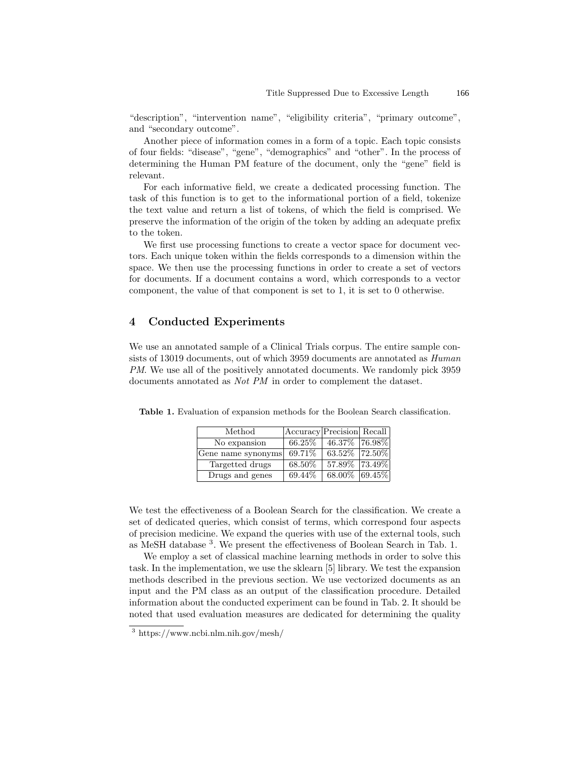"description", "intervention name", "eligibility criteria", "primary outcome", and "secondary outcome".

Another piece of information comes in a form of a topic. Each topic consists of four fields: "disease", "gene", "demographics" and "other". In the process of determining the Human PM feature of the document, only the "gene" field is relevant.

For each informative field, we create a dedicated processing function. The task of this function is to get to the informational portion of a field, tokenize the text value and return a list of tokens, of which the field is comprised. We preserve the information of the origin of the token by adding an adequate prefix to the token.

We first use processing functions to create a vector space for document vectors. Each unique token within the fields corresponds to a dimension within the space. We then use the processing functions in order to create a set of vectors for documents. If a document contains a word, which corresponds to a vector component, the value of that component is set to 1, it is set to 0 otherwise.

## 4 Conducted Experiments

We use an annotated sample of a Clinical Trials corpus. The entire sample consists of 13019 documents, out of which 3959 documents are annotated as *Human PM*. We use all of the positively annotated documents. We randomly pick 3959 documents annotated as *Not PM* in order to complement the dataset.

**Table 1.** Evaluation of expansion methods for the Boolean Search classification.

| Method | Accuracy | Precision | Recall |
|---|---|---|---|
| No expansion | 66.25% | 46.37% | 76.98% |
| Gene name synonyms | 69.71% | 63.52% | 72.50% |
| Targetted drugs | 68.50% | 57.89% | 73.49% |
| Drugs and genes | 69.44% | 68.00% | 69.45% |

We test the effectiveness of a Boolean Search for the classification. We create a set of dedicated queries, which consist of terms, which correspond four aspects of precision medicine. We expand the queries with use of the external tools, such as MeSH database [3]. We present the effectiveness of Boolean Search in Tab. 1.

We employ a set of classical machine learning methods in order to solve this task. In the implementation, we use the sklearn [5] library. We test the expansion methods described in the previous section. We use vectorized documents as an input and the PM class as an output of the classification procedure. Detailed information about the conducted experiment can be found in Tab. 2. It should be noted that used evaluation measures are dedicated for determining the quality

[3] https://www.ncbi.nlm.nih.gov/mesh/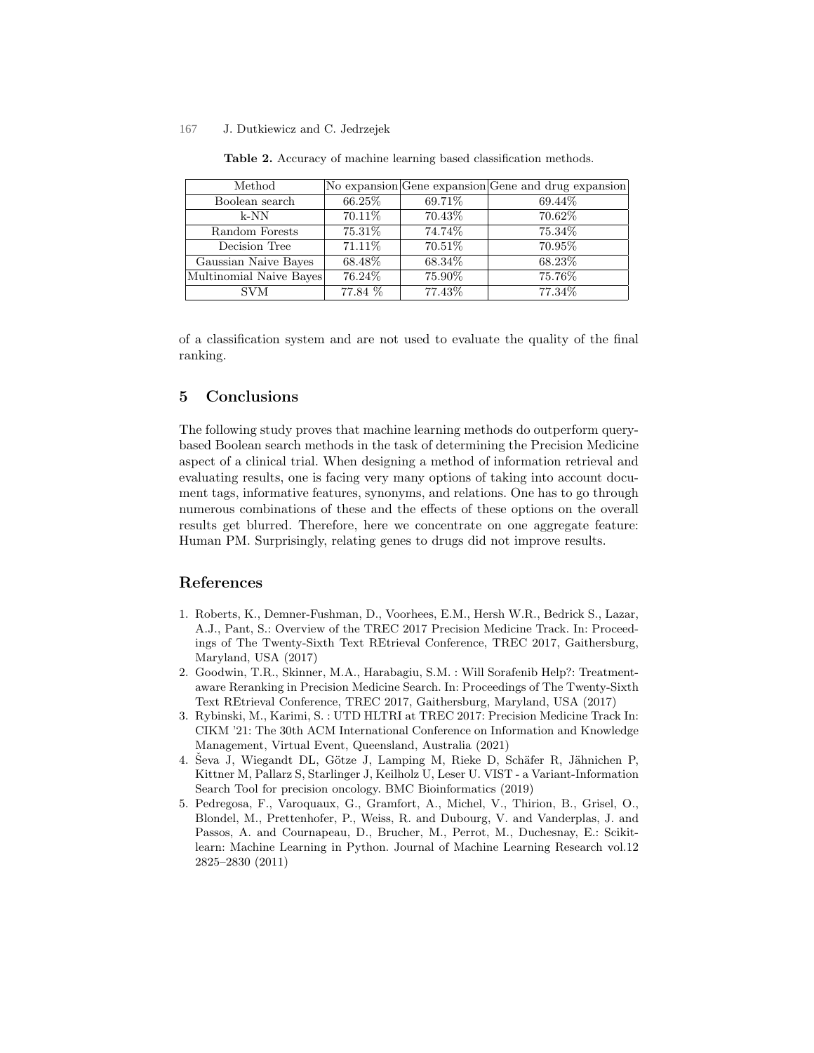**Table 2.** Accuracy of machine learning based classification methods.

| Method | No expansion | Gene expansion | Gene and drug expansion |
|---|---|---|---|
| Boolean search | 66.25% | 69.71% | 69.44% |
| k-NN | 70.11% | 70.43% | 70.62% |
| Random Forests | 75.31% | 74.74% | 75.34% |
| Decision Tree | 71.11% | 70.51% | 70.95% |
| Gaussian Naive Bayes | 68.48% | 68.34% | 68.23% |
| Multinomial Naive Bayes | 76.24% | 75.90% | 75.76% |
| SVM | 77.84 % | 77.43% | 77.34% |

of a classification system and are not used to evaluate the quality of the final ranking.

## 5 Conclusions

The following study proves that machine learning methods do outperform query-based Boolean search methods in the task of determining the Precision Medicine aspect of a clinical trial. When designing a method of information retrieval and evaluating results, one is facing very many options of taking into account document tags, informative features, synonyms, and relations. One has to go through numerous combinations of these and the effects of these options on the overall results get blurred. Therefore, here we concentrate on one aggregate feature: Human PM. Surprisingly, relating genes to drugs did not improve results.

## References

1. Roberts, K., Demner-Fushman, D., Voorhees, E.M., Hersh W.R., Bedrick S., Lazar, A.J., Pant, S.: Overview of the TREC 2017 Precision Medicine Track. In: Proceedings of The Twenty-Sixth Text REtrieval Conference, TREC 2017, Gaithersburg, Maryland, USA (2017)
2. Goodwin, T.R., Skinner, M.A., Harabagiu, S.M. : Will Sorafenib Help?: Treatment-aware Reranking in Precision Medicine Search. In: Proceedings of The Twenty-Sixth Text REtrieval Conference, TREC 2017, Gaithersburg, Maryland, USA (2017)
3. Rybinski, M., Karimi, S. : UTD HLTRI at TREC 2017: Precision Medicine Track In: CIKM '21: The 30th ACM International Conference on Information and Knowledge Management, Virtual Event, Queensland, Australia (2021)
4. Ševa J, Wiegandt DL, Götze J, Lamping M, Rieke D, Schäfer R, Jähnichen P, Kittner M, Pallarz S, Starlinger J, Keilholz U, Leser U. VIST - a Variant-Information Search Tool for precision oncology. BMC Bioinformatics (2019)
5. Pedregosa, F., Varoquaux, G., Gramfort, A., Michel, V., Thirion, B., Grisel, O., Blondel, M., Prettenhofer, P., Weiss, R. and Dubourg, V. and Vanderplas, J. and Passos, A. and Cournapeau, D., Brucher, M., Perrot, M., Duchesnay, E.: Scikit-learn: Machine Learning in Python. Journal of Machine Learning Research vol.12 2825–2830 (2011)